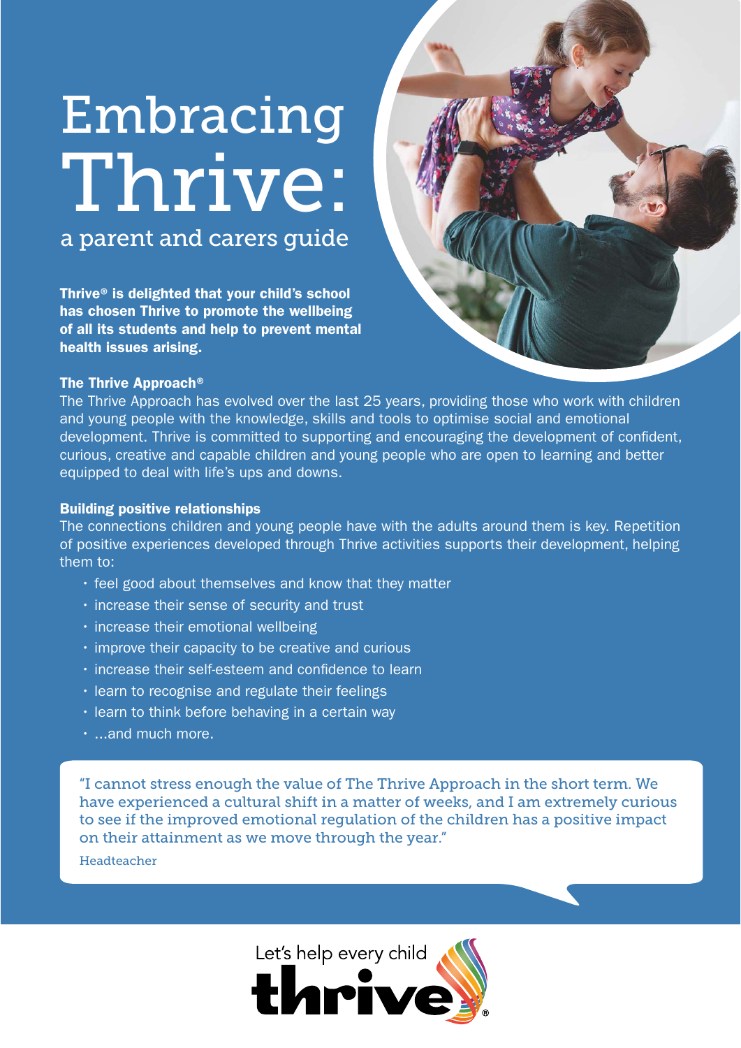# Embracing Thrive:

## a parent and carers guide

**Thrive® is delighted that your child's school has chosen Thrive to promote the wellbeing of all its students and help to prevent mental health issues arising.**

**The Thrive Approach®**

The Thrive Approach has evolved over the last 25 years, providing those who work with children and young people with the knowledge, skills and tools to optimise social and emotional development. Thrive is committed to supporting and encouraging the development of confident, curious, creative and capable children and young people who are open to learning and better equipped to deal with life's ups and downs.

**Building positive relationships**

The connections children and young people have with the adults around them is key. Repetition of positive experiences developed through Thrive activities supports their development, helping them to:

- feel good about themselves and know that they matter
- increase their sense of security and trust
- increase their emotional wellbeing
- improve their capacity to be creative and curious
- increase their self-esteem and confidence to learn
- learn to recognise and regulate their feelings
- learn to think before behaving in a certain way
- ...and much more.

"I cannot stress enough the value of The Thrive Approach in the short term. We have experienced a cultural shift in a matter of weeks, and I am extremely curious to see if the improved emotional regulation of the children has a positive impact on their attainment as we move through the year."

Headteacher

Let's help every child thrive®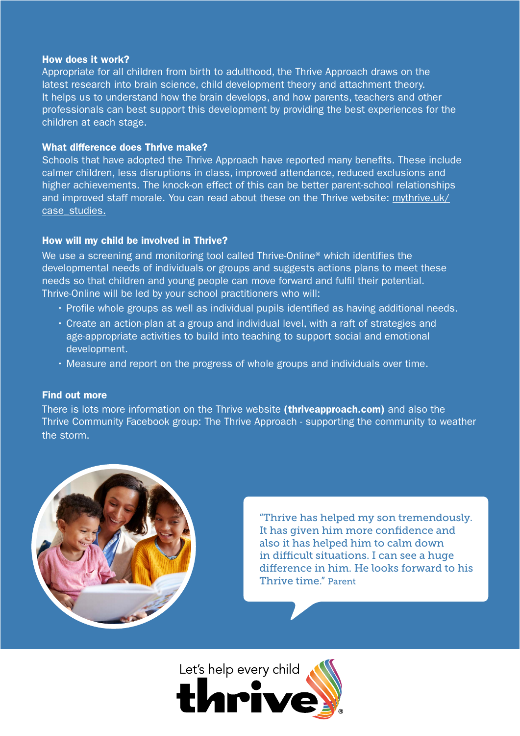### How does it work?

Appropriate for all children from birth to adulthood, the Thrive Approach draws on the latest research into brain science, child development theory and attachment theory. It helps us to understand how the brain develops, and how parents, teachers and other professionals can best support this development by providing the best experiences for the children at each stage.

### What difference does Thrive make?

Schools that have adopted the Thrive Approach have reported many benefits. These include calmer children, less disruptions in class, improved attendance, reduced exclusions and higher achievements. The knock-on effect of this can be better parent-school relationships and improved staff morale. You can read about these on the Thrive website: mythrive.uk/case_studies.

### How will my child be involved in Thrive?

We use a screening and monitoring tool called Thrive-Online® which identifies the developmental needs of individuals or groups and suggests actions plans to meet these needs so that children and young people can move forward and fulfil their potential. Thrive-Online will be led by your school practitioners who will:

- Profile whole groups as well as individual pupils identified as having additional needs.
- Create an action-plan at a group and individual level, with a raft of strategies and age-appropriate activities to build into teaching to support social and emotional development.
- Measure and report on the progress of whole groups and individuals over time.

### Find out more

There is lots more information on the Thrive website **(thriveapproach.com)** and also the Thrive Community Facebook group: The Thrive Approach - supporting the community to weather the storm.

"Thrive has helped my son tremendously. It has given him more confidence and also it has helped him to calm down in difficult situations. I can see a huge difference in him. He looks forward to his Thrive time." Parent

Let's help every child thrive®